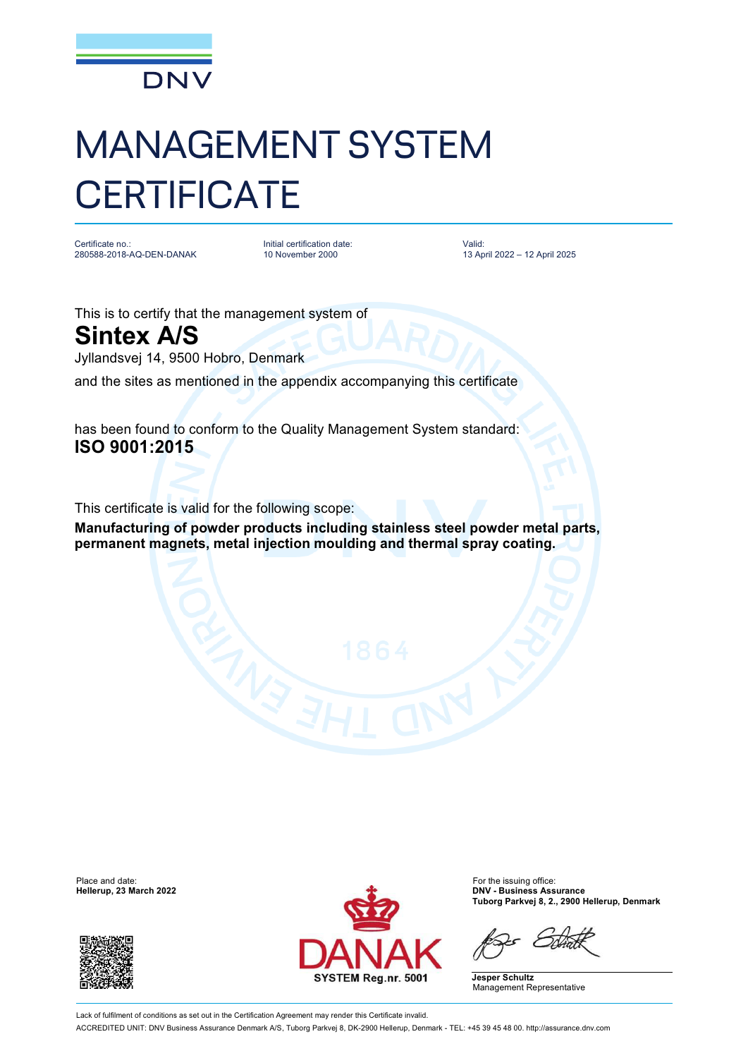DNV

# MANAGEMENT SYSTEM CERTIFICATE

Certificate no.:
280588-2018-AQ-DEN-DANAK

Initial certification date:
10 November 2000

Valid:
13 April 2022 – 12 April 2025

This is to certify that the management system of

## Sintex A/S

Jyllandsvej 14, 9500 Hobro, Denmark

and the sites as mentioned in the appendix accompanying this certificate

has been found to conform to the Quality Management System standard:

**ISO 9001:2015**

This certificate is valid for the following scope:

**Manufacturing of powder products including stainless steel powder metal parts, permanent magnets, metal injection moulding and thermal spray coating.**

Place and date:
**Hellerup, 23 March 2022**

DANAK
SYSTEM Reg.nr. 5001

For the issuing office:
**DNV - Business Assurance**
**Tuborg Parkvej 8, 2., 2900 Hellerup, Denmark**

**Jesper Schultz**
Management Representative

Lack of fulfilment of conditions as set out in the Certification Agreement may render this Certificate invalid.

ACCREDITED UNIT: DNV Business Assurance Denmark A/S, Tuborg Parkvej 8, DK-2900 Hellerup, Denmark - TEL: +45 39 45 48 00. http://assurance.dnv.com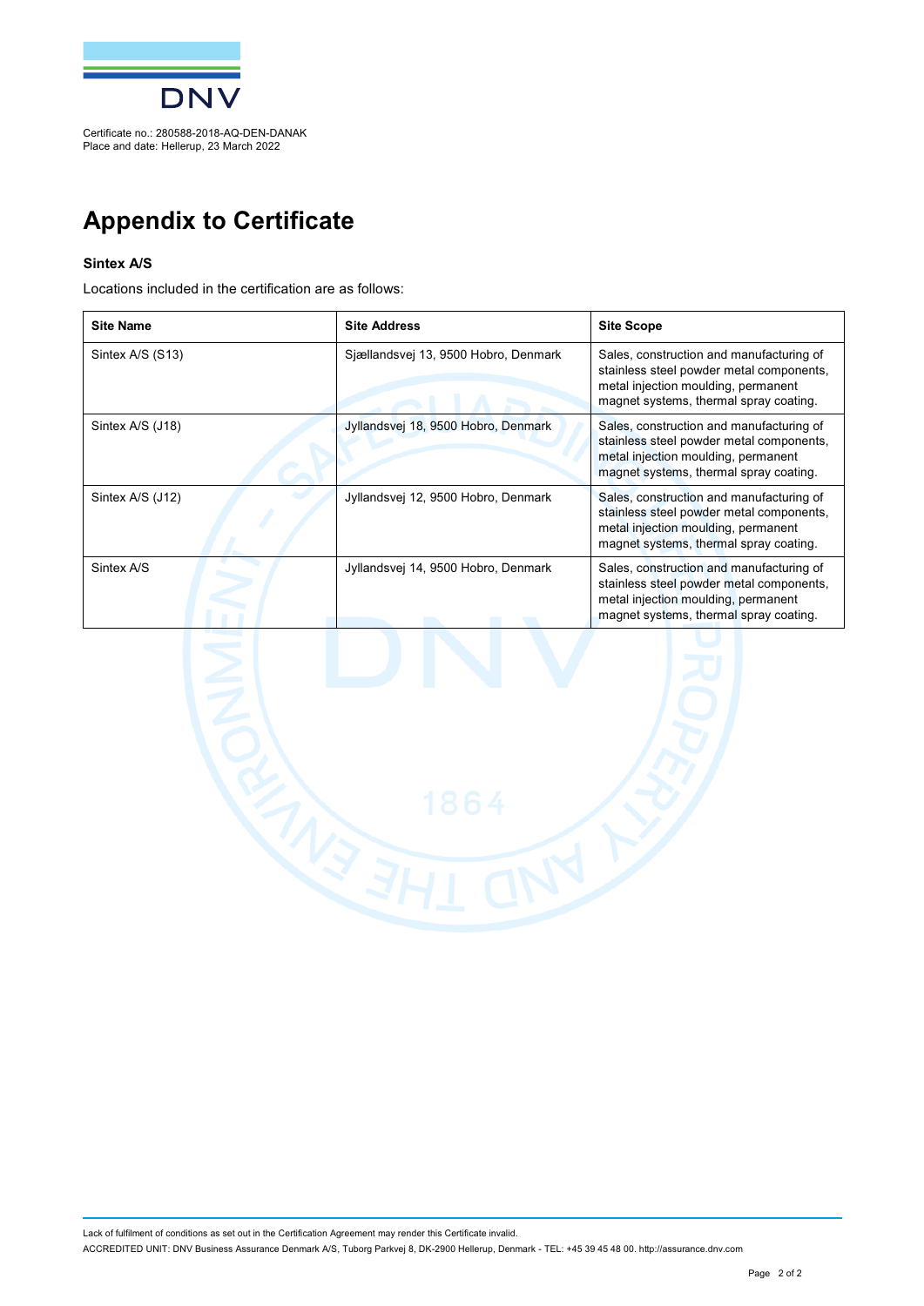Certificate no.: 280588-2018-AQ-DEN-DANAK
Place and date: Hellerup, 23 March 2022

# Appendix to Certificate

**Sintex A/S**

Locations included in the certification are as follows:

| Site Name | Site Address | Site Scope |
|---|---|---|
| Sintex A/S (S13) | Sjællandsvej 13, 9500 Hobro, Denmark | Sales, construction and manufacturing of stainless steel powder metal components, metal injection moulding, permanent magnet systems, thermal spray coating. |
| Sintex A/S (J18) | Jyllandsvej 18, 9500 Hobro, Denmark | Sales, construction and manufacturing of stainless steel powder metal components, metal injection moulding, permanent magnet systems, thermal spray coating. |
| Sintex A/S (J12) | Jyllandsvej 12, 9500 Hobro, Denmark | Sales, construction and manufacturing of stainless steel powder metal components, metal injection moulding, permanent magnet systems, thermal spray coating. |
| Sintex A/S | Jyllandsvej 14, 9500 Hobro, Denmark | Sales, construction and manufacturing of stainless steel powder metal components, metal injection moulding, permanent magnet systems, thermal spray coating. |

Lack of fulfilment of conditions as set out in the Certification Agreement may render this Certificate invalid.

ACCREDITED UNIT: DNV Business Assurance Denmark A/S, Tuborg Parkvej 8, DK-2900 Hellerup, Denmark - TEL: +45 39 45 48 00. http://assurance.dnv.com